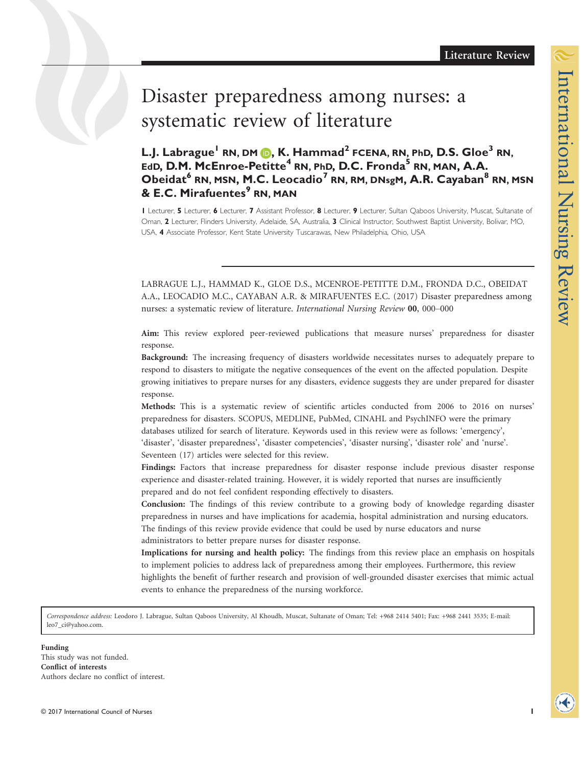Literature Review

# Disaster preparedness among nurses: a systematic review of literature

**L.J. Labrague[1] RN, DM, K. Hammad[2] FCENA, RN, PhD, D.S. Gloe[3] RN, EdD, D.M. McEnroe-Petitte[4] RN, PhD, D.C. Fronda[5] RN, MAN, A.A. Obeidat[6] RN, MSN, M.C. Leocadio[7] RN, RM, DNsgM, A.R. Cayaban[8] RN, MSN & E.C. Mirafuentes[9] RN, MAN**

1 Lecturer, 5 Lecturer, 6 Lecturer, 7 Assistant Professor, 8 Lecturer, 9 Lecturer, Sultan Qaboos University, Muscat, Sultanate of Oman, 2 Lecturer, Flinders University, Adelaide, SA, Australia, 3 Clinical Instructor, Southwest Baptist University, Bolivar, MO, USA, 4 Associate Professor, Kent State University Tuscarawas, New Philadelphia, Ohio, USA

LABRAGUE L.J., HAMMAD K., GLOE D.S., MCENROE-PETITTE D.M., FRONDA D.C., OBEIDAT A.A., LEOCADIO M.C., CAYABAN A.R. & MIRAFUENTES E.C. (2017) Disaster preparedness among nurses: a systematic review of literature. *International Nursing Review* **00**, 000–000

**Aim:** This review explored peer-reviewed publications that measure nurses' preparedness for disaster response.

**Background:** The increasing frequency of disasters worldwide necessitates nurses to adequately prepare to respond to disasters to mitigate the negative consequences of the event on the affected population. Despite growing initiatives to prepare nurses for any disasters, evidence suggests they are under prepared for disaster response.

**Methods:** This is a systematic review of scientific articles conducted from 2006 to 2016 on nurses' preparedness for disasters. SCOPUS, MEDLINE, PubMed, CINAHL and PsychINFO were the primary databases utilized for search of literature. Keywords used in this review were as follows: 'emergency', 'disaster', 'disaster preparedness', 'disaster competencies', 'disaster nursing', 'disaster role' and 'nurse'. Seventeen (17) articles were selected for this review.

**Findings:** Factors that increase preparedness for disaster response include previous disaster response experience and disaster-related training. However, it is widely reported that nurses are insufficiently prepared and do not feel confident responding effectively to disasters.

**Conclusion:** The findings of this review contribute to a growing body of knowledge regarding disaster preparedness in nurses and have implications for academia, hospital administration and nursing educators. The findings of this review provide evidence that could be used by nurse educators and nurse administrators to better prepare nurses for disaster response.

**Implications for nursing and health policy:** The findings from this review place an emphasis on hospitals to implement policies to address lack of preparedness among their employees. Furthermore, this review highlights the benefit of further research and provision of well-grounded disaster exercises that mimic actual events to enhance the preparedness of the nursing workforce.

*Correspondence address:* Leodoro J. Labrague, Sultan Qaboos University, Al Khoudh, Muscat, Sultanate of Oman; Tel: +968 2414 5401; Fax: +968 2441 3535; E-mail: leo7_ci@yahoo.com.

**Funding**
This study was not funded.
**Conflict of interests**
Authors declare no conflict of interest.

© 2017 International Council of Nurses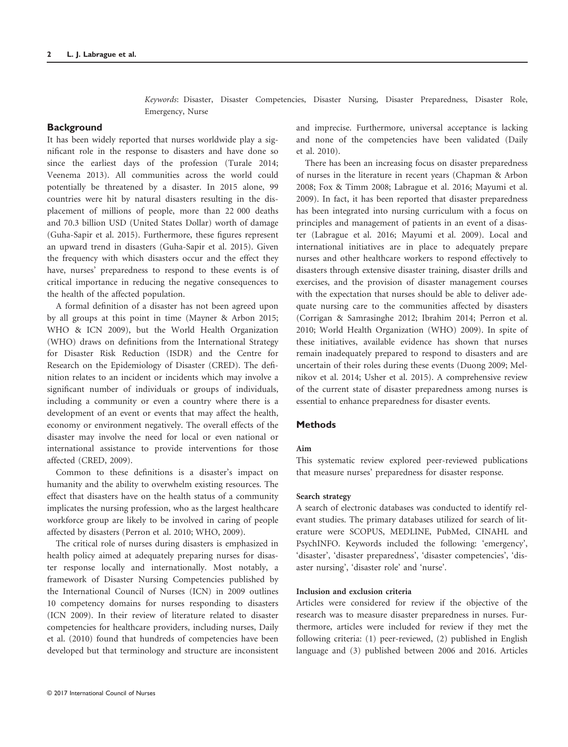*Keywords*: Disaster, Disaster Competencies, Disaster Nursing, Disaster Preparedness, Disaster Role, Emergency, Nurse

## Background

It has been widely reported that nurses worldwide play a significant role in the response to disasters and have done so since the earliest days of the profession (Turale 2014; Veenema 2013). All communities across the world could potentially be threatened by a disaster. In 2015 alone, 99 countries were hit by natural disasters resulting in the displacement of millions of people, more than 22 000 deaths and 70.3 billion USD (United States Dollar) worth of damage (Guha-Sapir et al. 2015). Furthermore, these figures represent an upward trend in disasters (Guha-Sapir et al. 2015). Given the frequency with which disasters occur and the effect they have, nurses' preparedness to respond to these events is of critical importance in reducing the negative consequences to the health of the affected population.

A formal definition of a disaster has not been agreed upon by all groups at this point in time (Mayner & Arbon 2015; WHO & ICN 2009), but the World Health Organization (WHO) draws on definitions from the International Strategy for Disaster Risk Reduction (ISDR) and the Centre for Research on the Epidemiology of Disaster (CRED). The definition relates to an incident or incidents which may involve a significant number of individuals or groups of individuals, including a community or even a country where there is a development of an event or events that may affect the health, economy or environment negatively. The overall effects of the disaster may involve the need for local or even national or international assistance to provide interventions for those affected (CRED, 2009).

Common to these definitions is a disaster's impact on humanity and the ability to overwhelm existing resources. The effect that disasters have on the health status of a community implicates the nursing profession, who as the largest healthcare workforce group are likely to be involved in caring of people affected by disasters (Perron et al. 2010; WHO, 2009).

The critical role of nurses during disasters is emphasized in health policy aimed at adequately preparing nurses for disaster response locally and internationally. Most notably, a framework of Disaster Nursing Competencies published by the International Council of Nurses (ICN) in 2009 outlines 10 competency domains for nurses responding to disasters (ICN 2009). In their review of literature related to disaster competencies for healthcare providers, including nurses, Daily et al. (2010) found that hundreds of competencies have been developed but that terminology and structure are inconsistent and imprecise. Furthermore, universal acceptance is lacking and none of the competencies have been validated (Daily et al. 2010).

There has been an increasing focus on disaster preparedness of nurses in the literature in recent years (Chapman & Arbon 2008; Fox & Timm 2008; Labrague et al. 2016; Mayumi et al. 2009). In fact, it has been reported that disaster preparedness has been integrated into nursing curriculum with a focus on principles and management of patients in an event of a disaster (Labrague et al. 2016; Mayumi et al. 2009). Local and international initiatives are in place to adequately prepare nurses and other healthcare workers to respond effectively to disasters through extensive disaster training, disaster drills and exercises, and the provision of disaster management courses with the expectation that nurses should be able to deliver adequate nursing care to the communities affected by disasters (Corrigan & Samrasinghe 2012; Ibrahim 2014; Perron et al. 2010; World Health Organization (WHO) 2009). In spite of these initiatives, available evidence has shown that nurses remain inadequately prepared to respond to disasters and are uncertain of their roles during these events (Duong 2009; Melnikov et al. 2014; Usher et al. 2015). A comprehensive review of the current state of disaster preparedness among nurses is essential to enhance preparedness for disaster events.

## Methods

### Aim

This systematic review explored peer-reviewed publications that measure nurses' preparedness for disaster response.

### Search strategy

A search of electronic databases was conducted to identify relevant studies. The primary databases utilized for search of literature were SCOPUS, MEDLINE, PubMed, CINAHL and PsychINFO. Keywords included the following: 'emergency', 'disaster', 'disaster preparedness', 'disaster competencies', 'disaster nursing', 'disaster role' and 'nurse'.

### Inclusion and exclusion criteria

Articles were considered for review if the objective of the research was to measure disaster preparedness in nurses. Furthermore, articles were included for review if they met the following criteria: (1) peer-reviewed, (2) published in English language and (3) published between 2006 and 2016. Articles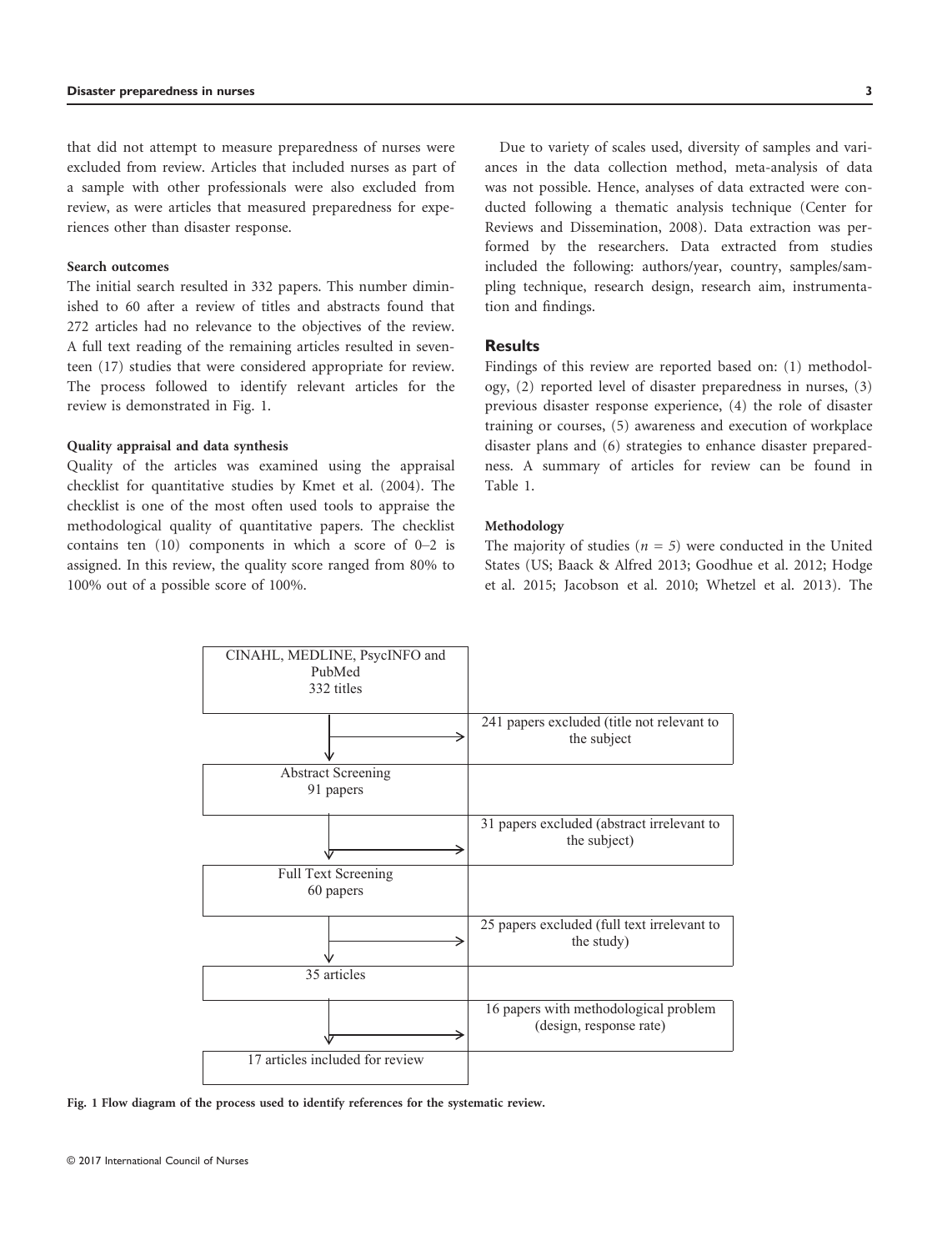that did not attempt to measure preparedness of nurses were excluded from review. Articles that included nurses as part of a sample with other professionals were also excluded from review, as were articles that measured preparedness for experiences other than disaster response.

**Search outcomes**

The initial search resulted in 332 papers. This number diminished to 60 after a review of titles and abstracts found that 272 articles had no relevance to the objectives of the review. A full text reading of the remaining articles resulted in seventeen (17) studies that were considered appropriate for review. The process followed to identify relevant articles for the review is demonstrated in Fig. 1.

**Quality appraisal and data synthesis**

Quality of the articles was examined using the appraisal checklist for quantitative studies by Kmet et al. (2004). The checklist is one of the most often used tools to appraise the methodological quality of quantitative papers. The checklist contains ten (10) components in which a score of 0–2 is assigned. In this review, the quality score ranged from 80% to 100% out of a possible score of 100%.

Due to variety of scales used, diversity of samples and variances in the data collection method, meta-analysis of data was not possible. Hence, analyses of data extracted were conducted following a thematic analysis technique (Center for Reviews and Dissemination, 2008). Data extraction was performed by the researchers. Data extracted from studies included the following: authors/year, country, samples/sampling technique, research design, research aim, instrumentation and findings.

## Results

Findings of this review are reported based on: (1) methodology, (2) reported level of disaster preparedness in nurses, (3) previous disaster response experience, (4) the role of disaster training or courses, (5) awareness and execution of workplace disaster plans and (6) strategies to enhance disaster preparedness. A summary of articles for review can be found in Table 1.

**Methodology**

The majority of studies ($n$ = 5) were conducted in the United States (US; Baack & Alfred 2013; Goodhue et al. 2012; Hodge et al. 2015; Jacobson et al. 2010; Whetzel et al. 2013). The

CINAHL, MEDLINE, PsycINFO and PubMed
332 titles

→ 241 papers excluded (title not relevant to the subject

Abstract Screening
91 papers

→ 31 papers excluded (abstract irrelevant to the subject)

Full Text Screening
60 papers

→ 25 papers excluded (full text irrelevant to the study)

35 articles

→ 16 papers with methodological problem (design, response rate)

17 articles included for review

**Fig. 1 Flow diagram of the process used to identify references for the systematic review.**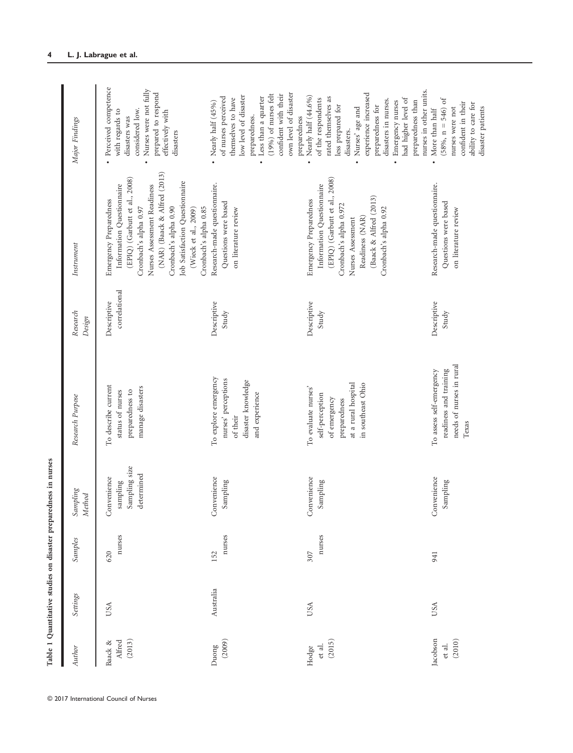**Table 1 Quantitative studies on disaster preparedness in nurses**

| Author | Settings | Samples | Sampling Method | Research Purpose | Research Design | Instrument | Major Findings |
|---|---|---|---|---|---|---|---|
| Baack & Alfred (2013) | USA | 620 nurses | Convenience sampling Sampling size determined | To describe current status of nurses preparedness to manage disasters | Descriptive correlational | Emergency Preparedness Information Questionnaire (EPIQ) (Garbutt et al., 2008) Cronbach's alpha 0.97 Nurses Assessment Readiness (NAR) (Baack & Alfred (2013) Cronbach's alpha 0.90 Job Satisfaction Questionnaire (Wieck et al., 2009) Cronbach's alpha 0.85 | • Perceived competence with regards to disasters was considered low. • Nurses were not fully prepared to respond effectively with disasters |
| Duong (2009) | Australia | 152 nurses | Convenience Sampling | To explore emergency nurses' perceptions of their disaster knowledge and experience | Descriptive Study | Research-made questionnaire. Questions were based on literature review | • Nearly half (45%) of nurses perceived themselves to have low level of disaster preparedness. • Less than a quarter (19%) of nurses felt confident with their own level of disaster preparedness |
| Hodge et al. (2015) | USA | 307 nurses | Convenience Sampling | To evaluate nurses' self-perception of emergency preparedness at a rural hospital in southeast Ohio | Descriptive Study | Emergency Preparedness Information Questionnaire (EPIQ) (Garbutt et al., 2008) Cronbach's alpha 0.972 Nurses Assessment Readiness (NAR) (Baack & Alfred (2013) Cronbach's alpha 0.92 | • Nearly half (44.6%) of the respondents rated themselves as less prepared for disasters. • Nurses' age and experience increased preparedness for disasters in nurses. • Emergency nurses had higher level of preparedness than nurses in other units. |
| Jacobson et al. (2010) | USA | 941 | Convenience Sampling | To assess self-emergency readiness and training needs of nurses in rural Texas | Descriptive Study | Research-made questionnaire. Questions were based on literature review | • More than half (58%, n = 546) of nurses were not confident in their ability to care for disaster patients |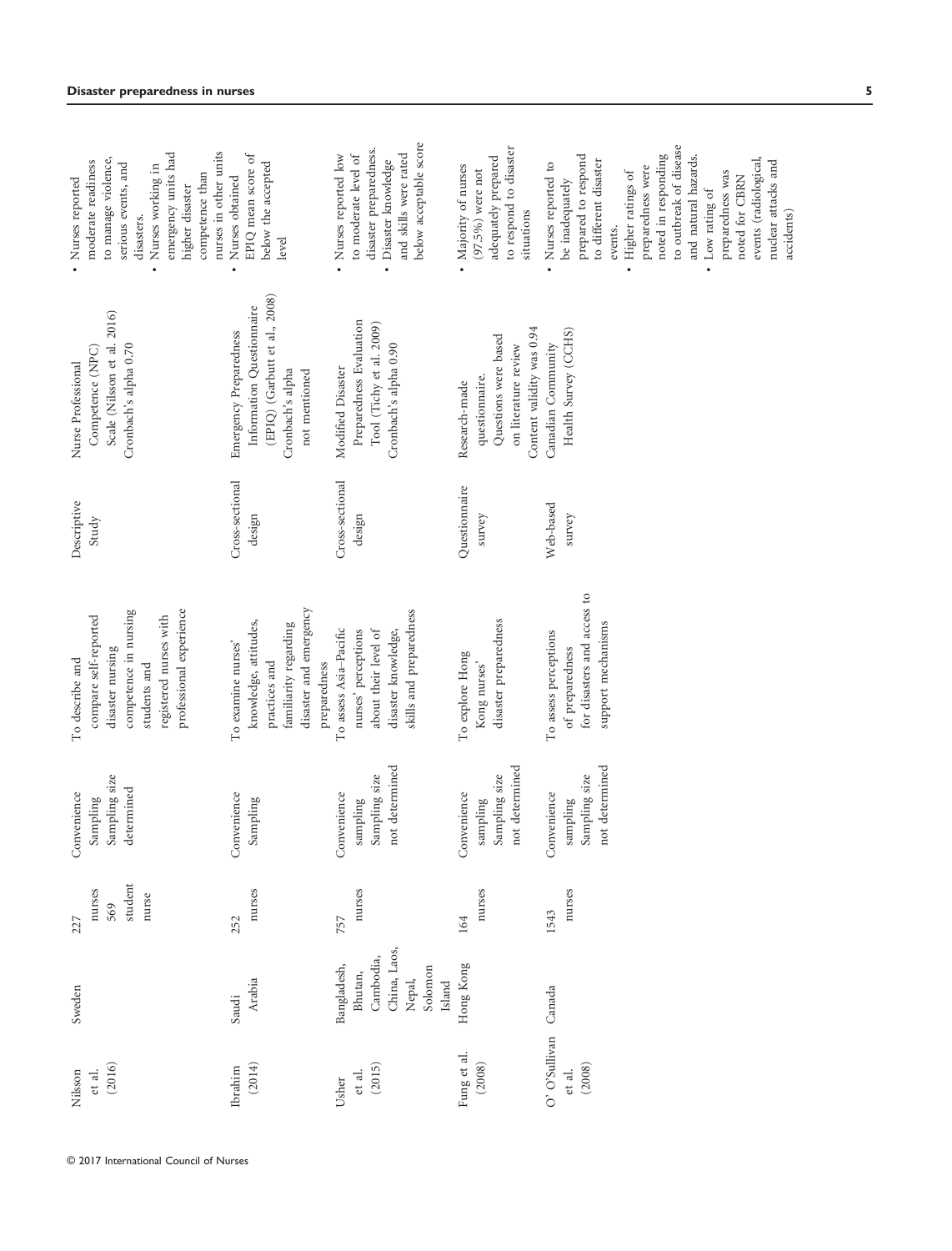| | | | | | | | | |
|---|---|---|---|---|---|---|---|---|
| Nilsson et al. (2016) | Sweden | 227 nurses 569 student nurse | Convenience Sampling Sampling size determined | To describe and compare self-reported disaster nursing competence in nursing students and registered nurses with professional experience | Descriptive Study | Nurse Professional Competence (NPC) Scale (Nilsson et al. 2016) Cronbach's alpha 0.70 | • Nurses reported moderate readiness to manage violence, serious events, and disasters. • Nurses working in emergency units had higher disaster competence than nurses in other units |
| Ibrahim (2014) | Saudi Arabia | 252 nurses | Convenience Sampling | To examine nurses' knowledge, attitudes, practices and familiarity regarding disaster and emergency preparedness | Cross-sectional design | Emergency Preparedness Information Questionnaire (EPIQ) (Garbutt et al., 2008) Cronbach's alpha not mentioned | • Nurses obtained EPIQ mean score of below the accepted level |
| Usher et al. (2015) | Bangladesh, Bhutan, Cambodia, China, Laos, Nepal, Solomon Island | 757 nurses | Convenience sampling Sampling size not determined | To assess Asia–Pacific nurses' perceptions about their level of disaster knowledge, skills and preparedness | Cross-sectional design | Modified Disaster Preparedness Evaluation Tool (Tichy et al. 2009) Cronbach's alpha 0.90 | • Nurses reported low to moderate level of disaster preparedness. • Disaster knowledge and skills were rated below acceptable score |
| Fung et al. (2008) | Hong Kong | 164 nurses | Convenience sampling Sampling size not determined | To explore Hong Kong nurses' disaster preparedness | Questionnaire survey | Research-made questionnaire. Questions were based on literature review Content validity was 0.94 | • Majority of nurses (97.5%) were not adequately prepared to respond to disaster situations |
| O' O'Sullivan et al. (2008) | Canada | 1543 nurses | Convenience sampling Sampling size not determined | To assess perceptions of preparedness for disasters and access to support mechanisms | Web-based survey | Canadian Community Health Survey (CCHS) | • Nurses reported to be inadequately prepared to respond to different disaster events. • Higher ratings of preparedness were noted in responding to outbreak of disease and natural hazards. • Low rating of preparedness was noted for CBRN events (radiological, nuclear attacks and accidents) |

© 2017 International Council of Nurses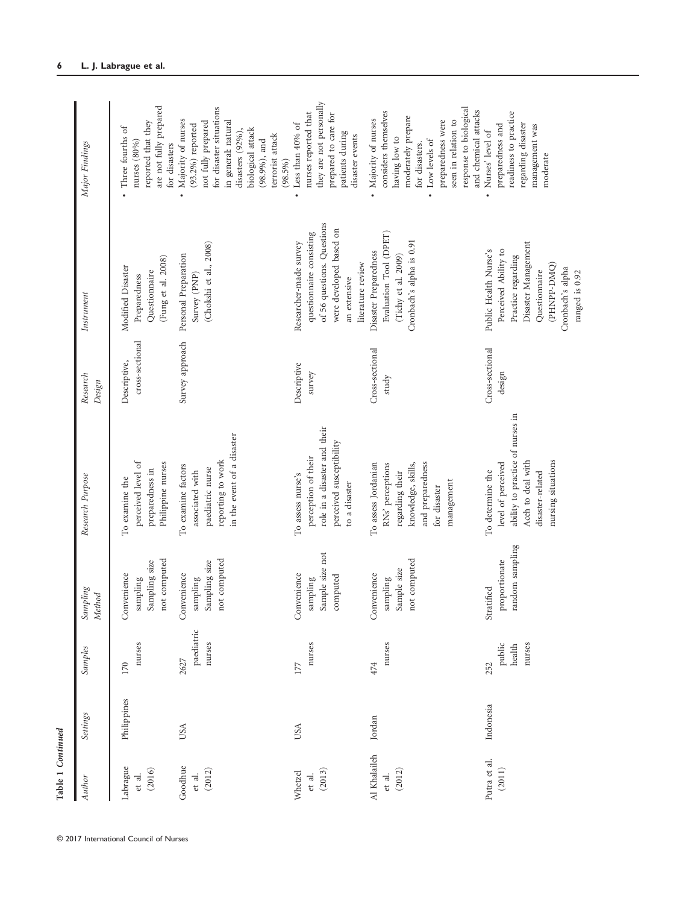**Table 1 Continued**

| Author | Settings | Samples | Sampling Method | Research Purpose | Research Design | Instrument | Major Findings |
|---|---|---|---|---|---|---|---|
| Labrague et al. (2016) | Philippines | 170 nurses | Convenience sampling Sampling size not computed | To examine the perceived level of preparedness in Philippine nurses | Descriptive, cross-sectional | Modified Disaster Preparedness Questionnaire (Fung et al. 2008) | • Three fourths of nurses (80%) reported that they are not fully prepared for disasters |
| Goodhue et al. (2012) | USA | 2627 paediatric nurses | Convenience sampling Sampling size not computed | To examine factors associated with paediatric nurse reporting to work in the event of a disaster | Survey approach | Personal Preparation Survey (PNP) (Chokshi et al., 2008) | • Majority of nurses (93.2%) reported not fully prepared for disaster situations in general: natural disasters (92%), biological attack (98.9%), and terrorist attack (98.5%) |
| Whetzel et al. (2013) | USA | 177 nurses | Convenience sampling Sample size not computed | To assess nurse's perception of their role in a disaster and their perceived susceptibility to a disaster | Descriptive survey | Researcher-made survey questionnaire consisting of 56 questions. Questions were developed based on an extensive literature review | • Less than 40% of nurses reported that they are not personally prepared to care for patients during disaster events |
| Al Khalaileh et al. (2012) | Jordan | 474 nurses | Convenience sampling Sample size not computed | To assess Jordanian RNs' perceptions regarding their knowledge, skills, and preparedness for disaster management | Cross-sectional study | Disaster Preparedness Evaluation Tool (DPET) (Tichy et al. 2009) Cronbach's alpha is 0.91 | • Majority of nurses considers themselves having low to moderately prepare for disasters. • Low levels of preparedness were seen in relation to response to biological and chemical attacks |
| Putra et al. (2011) | Indonesia | 252 public health nurses | Stratified proportionate random sampling | To determine the level of perceived ability to practice of nurses in Aceh to deal with disaster-related nursing situations | Cross-sectional design | Public Health Nurse's Perceived Ability to Practice regarding Disaster Management Questionnaire (PHNPP-DMQ) Cronbach's alpha ranged is 0.92 | • Nurses' level of preparedness and readiness to practice regarding disaster management was moderate |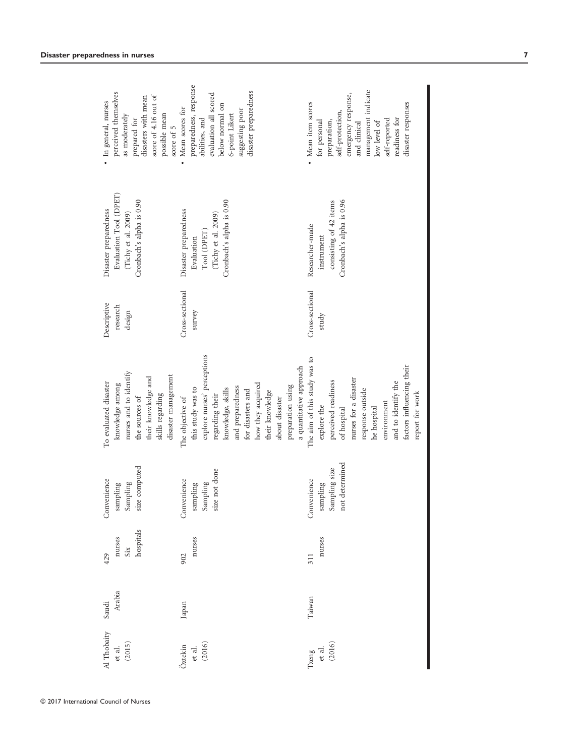| | | | | | | | |
|---|---|---|---|---|---|---|---|
| Al Thobaity et al. (2015) | Saudi Arabia | 429 nurses Six hospitals | Convenience sampling Sampling size computed | To evaluated disaster knowledge among nurses and to identify the sources of their knowledge and skills regarding disaster management | Descriptive research design | Disaster preparedness Evaluation Tool (DPET) (Tichy et al. 2009) Cronbach's alpha is 0.90 | • In general, nurses perceived themselves as moderately prepared for disasters with mean score of 4.16 out of possible mean score of 5 |
| Öztekin et al. (2016) | Japan | 902 nurses | Convenience sampling Sampling size not done | The objective of this study was to explore nurses' perceptions regarding their knowledge, skills and preparedness for disasters and how they acquired their knowledge about disaster preparation using a quantitative approach | Cross-sectional survey | Disaster preparedness Evaluation Tool (DPET) (Tichy et al. 2009) Cronbach's alpha is 0.90 | • Mean scores for preparedness, response abilities, and evaluation all scored below normal on 6-point Likert suggesting poor disaster preparedness |
| Tzeng et al. (2016) | Taiwan | 311 nurses | Convenience sampling Sampling size not determined | The aim of this study was to explore the perceived readiness of hospital nurses for a disaster response outside he hospital environment and to identify the factors influencing their report for work | Cross-sectional study | Researcher-made instrument consisting of 42 items Cronbach's alpha is 0.96 | • Mean item scores for personal preparation, self-protection, emergency response, and clinical management indicate low level of self-reported readiness for disaster responses |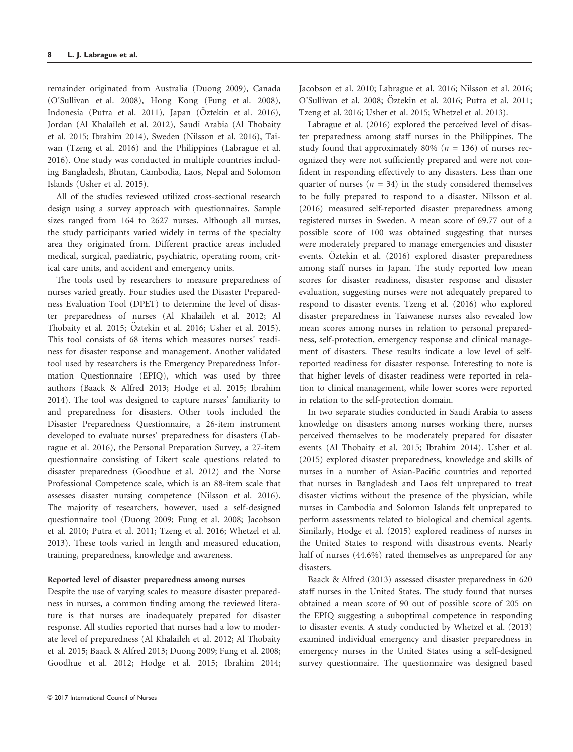remainder originated from Australia (Duong 2009), Canada (O'Sullivan et al. 2008), Hong Kong (Fung et al. 2008), Indonesia (Putra et al. 2011), Japan (Öztekin et al. 2016), Jordan (Al Khalaileh et al. 2012), Saudi Arabia (Al Thobaity et al. 2015; Ibrahim 2014), Sweden (Nilsson et al. 2016), Taiwan (Tzeng et al. 2016) and the Philippines (Labrague et al. 2016). One study was conducted in multiple countries including Bangladesh, Bhutan, Cambodia, Laos, Nepal and Solomon Islands (Usher et al. 2015).

All of the studies reviewed utilized cross-sectional research design using a survey approach with questionnaires. Sample sizes ranged from 164 to 2627 nurses. Although all nurses, the study participants varied widely in terms of the specialty area they originated from. Different practice areas included medical, surgical, paediatric, psychiatric, operating room, critical care units, and accident and emergency units.

The tools used by researchers to measure preparedness of nurses varied greatly. Four studies used the Disaster Preparedness Evaluation Tool (DPET) to determine the level of disaster preparedness of nurses (Al Khalaileh et al. 2012; Al Thobaity et al. 2015; Öztekin et al. 2016; Usher et al. 2015). This tool consists of 68 items which measures nurses' readiness for disaster response and management. Another validated tool used by researchers is the Emergency Preparedness Information Questionnaire (EPIQ), which was used by three authors (Baack & Alfred 2013; Hodge et al. 2015; Ibrahim 2014). The tool was designed to capture nurses' familiarity to and preparedness for disasters. Other tools included the Disaster Preparedness Questionnaire, a 26-item instrument developed to evaluate nurses' preparedness for disasters (Labrague et al. 2016), the Personal Preparation Survey, a 27-item questionnaire consisting of Likert scale questions related to disaster preparedness (Goodhue et al. 2012) and the Nurse Professional Competence scale, which is an 88-item scale that assesses disaster nursing competence (Nilsson et al. 2016). The majority of researchers, however, used a self-designed questionnaire tool (Duong 2009; Fung et al. 2008; Jacobson et al. 2010; Putra et al. 2011; Tzeng et al. 2016; Whetzel et al. 2013). These tools varied in length and measured education, training, preparedness, knowledge and awareness.

#### Reported level of disaster preparedness among nurses

Despite the use of varying scales to measure disaster preparedness in nurses, a common finding among the reviewed literature is that nurses are inadequately prepared for disaster response. All studies reported that nurses had a low to moderate level of preparedness (Al Khalaileh et al. 2012; Al Thobaity et al. 2015; Baack & Alfred 2013; Duong 2009; Fung et al. 2008; Goodhue et al. 2012; Hodge et al. 2015; Ibrahim 2014; Jacobson et al. 2010; Labrague et al. 2016; Nilsson et al. 2016; O'Sullivan et al. 2008; Öztekin et al. 2016; Putra et al. 2011; Tzeng et al. 2016; Usher et al. 2015; Whetzel et al. 2013).

Labrague et al. (2016) explored the perceived level of disaster preparedness among staff nurses in the Philippines. The study found that approximately 80% ($n = 136$) of nurses recognized they were not sufficiently prepared and were not confident in responding effectively to any disasters. Less than one quarter of nurses ($n = 34$) in the study considered themselves to be fully prepared to respond to a disaster. Nilsson et al. (2016) measured self-reported disaster preparedness among registered nurses in Sweden. A mean score of 69.77 out of a possible score of 100 was obtained suggesting that nurses were moderately prepared to manage emergencies and disaster events. Öztekin et al. (2016) explored disaster preparedness among staff nurses in Japan. The study reported low mean scores for disaster readiness, disaster response and disaster evaluation, suggesting nurses were not adequately prepared to respond to disaster events. Tzeng et al. (2016) who explored disaster preparedness in Taiwanese nurses also revealed low mean scores among nurses in relation to personal preparedness, self-protection, emergency response and clinical management of disasters. These results indicate a low level of self-reported readiness for disaster response. Interesting to note is that higher levels of disaster readiness were reported in relation to clinical management, while lower scores were reported in relation to the self-protection domain.

In two separate studies conducted in Saudi Arabia to assess knowledge on disasters among nurses working there, nurses perceived themselves to be moderately prepared for disaster events (Al Thobaity et al. 2015; Ibrahim 2014). Usher et al. (2015) explored disaster preparedness, knowledge and skills of nurses in a number of Asian-Pacific countries and reported that nurses in Bangladesh and Laos felt unprepared to treat disaster victims without the presence of the physician, while nurses in Cambodia and Solomon Islands felt unprepared to perform assessments related to biological and chemical agents. Similarly, Hodge et al. (2015) explored readiness of nurses in the United States to respond with disastrous events. Nearly half of nurses (44.6%) rated themselves as unprepared for any disasters.

Baack & Alfred (2013) assessed disaster preparedness in 620 staff nurses in the United States. The study found that nurses obtained a mean score of 90 out of possible score of 205 on the EPIQ suggesting a suboptimal competence in responding to disaster events. A study conducted by Whetzel et al. (2013) examined individual emergency and disaster preparedness in emergency nurses in the United States using a self-designed survey questionnaire. The questionnaire was designed based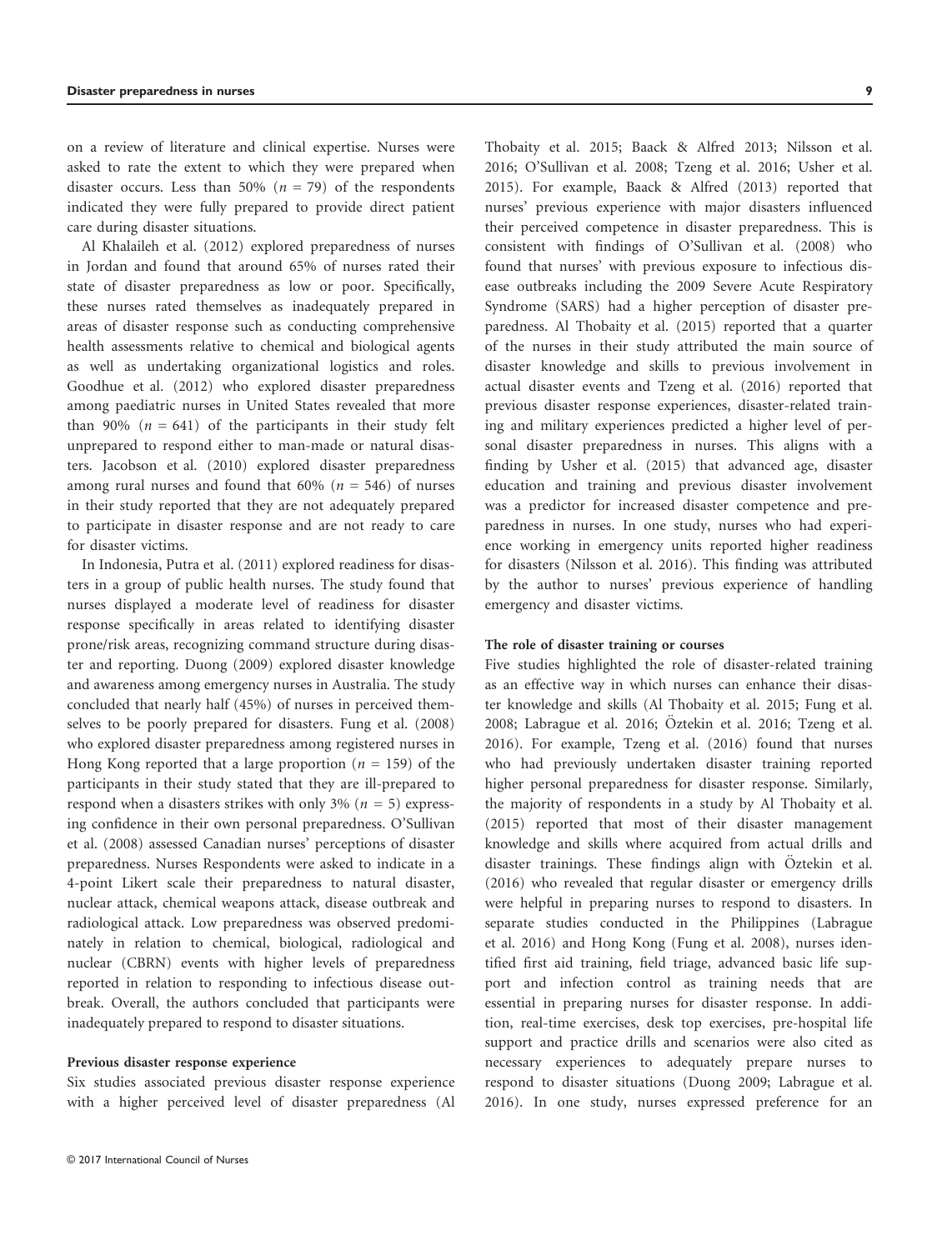on a review of literature and clinical expertise. Nurses were asked to rate the extent to which they were prepared when disaster occurs. Less than 50% ($n = 79$) of the respondents indicated they were fully prepared to provide direct patient care during disaster situations.

Al Khalaileh et al. (2012) explored preparedness of nurses in Jordan and found that around 65% of nurses rated their state of disaster preparedness as low or poor. Specifically, these nurses rated themselves as inadequately prepared in areas of disaster response such as conducting comprehensive health assessments relative to chemical and biological agents as well as undertaking organizational logistics and roles. Goodhue et al. (2012) who explored disaster preparedness among paediatric nurses in United States revealed that more than 90% ($n = 641$) of the participants in their study felt unprepared to respond either to man-made or natural disasters. Jacobson et al. (2010) explored disaster preparedness among rural nurses and found that 60% ($n = 546$) of nurses in their study reported that they are not adequately prepared to participate in disaster response and are not ready to care for disaster victims.

In Indonesia, Putra et al. (2011) explored readiness for disasters in a group of public health nurses. The study found that nurses displayed a moderate level of readiness for disaster response specifically in areas related to identifying disaster prone/risk areas, recognizing command structure during disaster and reporting. Duong (2009) explored disaster knowledge and awareness among emergency nurses in Australia. The study concluded that nearly half (45%) of nurses in perceived themselves to be poorly prepared for disasters. Fung et al. (2008) who explored disaster preparedness among registered nurses in Hong Kong reported that a large proportion ($n = 159$) of the participants in their study stated that they are ill-prepared to respond when a disasters strikes with only 3% ($n = 5$) expressing confidence in their own personal preparedness. O'Sullivan et al. (2008) assessed Canadian nurses' perceptions of disaster preparedness. Nurses Respondents were asked to indicate in a 4-point Likert scale their preparedness to natural disaster, nuclear attack, chemical weapons attack, disease outbreak and radiological attack. Low preparedness was observed predominately in relation to chemical, biological, radiological and nuclear (CBRN) events with higher levels of preparedness reported in relation to responding to infectious disease outbreak. Overall, the authors concluded that participants were inadequately prepared to respond to disaster situations.

#### Previous disaster response experience

Six studies associated previous disaster response experience with a higher perceived level of disaster preparedness (Al Thobaity et al. 2015; Baack & Alfred 2013; Nilsson et al. 2016; O'Sullivan et al. 2008; Tzeng et al. 2016; Usher et al. 2015). For example, Baack & Alfred (2013) reported that nurses' previous experience with major disasters influenced their perceived competence in disaster preparedness. This is consistent with findings of O'Sullivan et al. (2008) who found that nurses' with previous exposure to infectious disease outbreaks including the 2009 Severe Acute Respiratory Syndrome (SARS) had a higher perception of disaster preparedness. Al Thobaity et al. (2015) reported that a quarter of the nurses in their study attributed the main source of disaster knowledge and skills to previous involvement in actual disaster events and Tzeng et al. (2016) reported that previous disaster response experiences, disaster-related training and military experiences predicted a higher level of personal disaster preparedness in nurses. This aligns with a finding by Usher et al. (2015) that advanced age, disaster education and training and previous disaster involvement was a predictor for increased disaster competence and preparedness in nurses. In one study, nurses who had experience working in emergency units reported higher readiness for disasters (Nilsson et al. 2016). This finding was attributed by the author to nurses' previous experience of handling emergency and disaster victims.

#### The role of disaster training or courses

Five studies highlighted the role of disaster-related training as an effective way in which nurses can enhance their disaster knowledge and skills (Al Thobaity et al. 2015; Fung et al. 2008; Labrague et al. 2016; Öztekin et al. 2016; Tzeng et al. 2016). For example, Tzeng et al. (2016) found that nurses who had previously undertaken disaster training reported higher personal preparedness for disaster response. Similarly, the majority of respondents in a study by Al Thobaity et al. (2015) reported that most of their disaster management knowledge and skills where acquired from actual drills and disaster trainings. These findings align with Öztekin et al. (2016) who revealed that regular disaster or emergency drills were helpful in preparing nurses to respond to disasters. In separate studies conducted in the Philippines (Labrague et al. 2016) and Hong Kong (Fung et al. 2008), nurses identified first aid training, field triage, advanced basic life support and infection control as training needs that are essential in preparing nurses for disaster response. In addition, real-time exercises, desk top exercises, pre-hospital life support and practice drills and scenarios were also cited as necessary experiences to adequately prepare nurses to respond to disaster situations (Duong 2009; Labrague et al. 2016). In one study, nurses expressed preference for an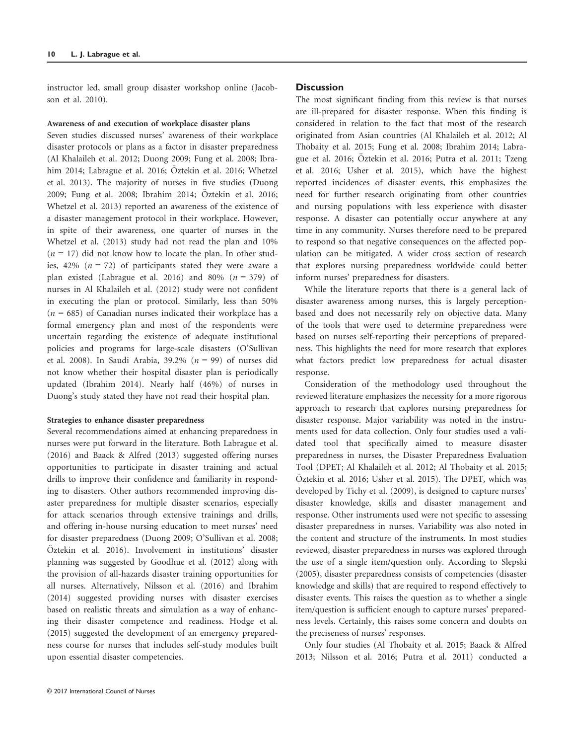instructor led, small group disaster workshop online (Jacobson et al. 2010).

#### Awareness of and execution of workplace disaster plans

Seven studies discussed nurses' awareness of their workplace disaster protocols or plans as a factor in disaster preparedness (Al Khalaileh et al. 2012; Duong 2009; Fung et al. 2008; Ibrahim 2014; Labrague et al. 2016; Öztekin et al. 2016; Whetzel et al. 2013). The majority of nurses in five studies (Duong 2009; Fung et al. 2008; Ibrahim 2014; Öztekin et al. 2016; Whetzel et al. 2013) reported an awareness of the existence of a disaster management protocol in their workplace. However, in spite of their awareness, one quarter of nurses in the Whetzel et al. (2013) study had not read the plan and 10% ($n = 17$) did not know how to locate the plan. In other studies, 42% ($n = 72$) of participants stated they were aware a plan existed (Labrague et al. 2016) and 80% ($n = 379$) of nurses in Al Khalaileh et al. (2012) study were not confident in executing the plan or protocol. Similarly, less than 50% ($n = 685$) of Canadian nurses indicated their workplace has a formal emergency plan and most of the respondents were uncertain regarding the existence of adequate institutional policies and programs for large-scale disasters (O'Sullivan et al. 2008). In Saudi Arabia, 39.2% ($n = 99$) of nurses did not know whether their hospital disaster plan is periodically updated (Ibrahim 2014). Nearly half (46%) of nurses in Duong's study stated they have not read their hospital plan.

#### Strategies to enhance disaster preparedness

Several recommendations aimed at enhancing preparedness in nurses were put forward in the literature. Both Labrague et al. (2016) and Baack & Alfred (2013) suggested offering nurses opportunities to participate in disaster training and actual drills to improve their confidence and familiarity in responding to disasters. Other authors recommended improving disaster preparedness for multiple disaster scenarios, especially for attack scenarios through extensive trainings and drills, and offering in-house nursing education to meet nurses' need for disaster preparedness (Duong 2009; O'Sullivan et al. 2008; Öztekin et al. 2016). Involvement in institutions' disaster planning was suggested by Goodhue et al. (2012) along with the provision of all-hazards disaster training opportunities for all nurses. Alternatively, Nilsson et al. (2016) and Ibrahim (2014) suggested providing nurses with disaster exercises based on realistic threats and simulation as a way of enhancing their disaster competence and readiness. Hodge et al. (2015) suggested the development of an emergency preparedness course for nurses that includes self-study modules built upon essential disaster competencies.

## Discussion

The most significant finding from this review is that nurses are ill-prepared for disaster response. When this finding is considered in relation to the fact that most of the research originated from Asian countries (Al Khalaileh et al. 2012; Al Thobaity et al. 2015; Fung et al. 2008; Ibrahim 2014; Labrague et al. 2016; Öztekin et al. 2016; Putra et al. 2011; Tzeng et al. 2016; Usher et al. 2015), which have the highest reported incidences of disaster events, this emphasizes the need for further research originating from other countries and nursing populations with less experience with disaster response. A disaster can potentially occur anywhere at any time in any community. Nurses therefore need to be prepared to respond so that negative consequences on the affected population can be mitigated. A wider cross section of research that explores nursing preparedness worldwide could better inform nurses' preparedness for disasters.

While the literature reports that there is a general lack of disaster awareness among nurses, this is largely perception-based and does not necessarily rely on objective data. Many of the tools that were used to determine preparedness were based on nurses self-reporting their perceptions of preparedness. This highlights the need for more research that explores what factors predict low preparedness for actual disaster response.

Consideration of the methodology used throughout the reviewed literature emphasizes the necessity for a more rigorous approach to research that explores nursing preparedness for disaster response. Major variability was noted in the instruments used for data collection. Only four studies used a validated tool that specifically aimed to measure disaster preparedness in nurses, the Disaster Preparedness Evaluation Tool (DPET; Al Khalaileh et al. 2012; Al Thobaity et al. 2015; Öztekin et al. 2016; Usher et al. 2015). The DPET, which was developed by Tichy et al. (2009), is designed to capture nurses' disaster knowledge, skills and disaster management and response. Other instruments used were not specific to assessing disaster preparedness in nurses. Variability was also noted in the content and structure of the instruments. In most studies reviewed, disaster preparedness in nurses was explored through the use of a single item/question only. According to Slepski (2005), disaster preparedness consists of competencies (disaster knowledge and skills) that are required to respond effectively to disaster events. This raises the question as to whether a single item/question is sufficient enough to capture nurses' preparedness levels. Certainly, this raises some concern and doubts on the preciseness of nurses' responses.

Only four studies (Al Thobaity et al. 2015; Baack & Alfred 2013; Nilsson et al. 2016; Putra et al. 2011) conducted a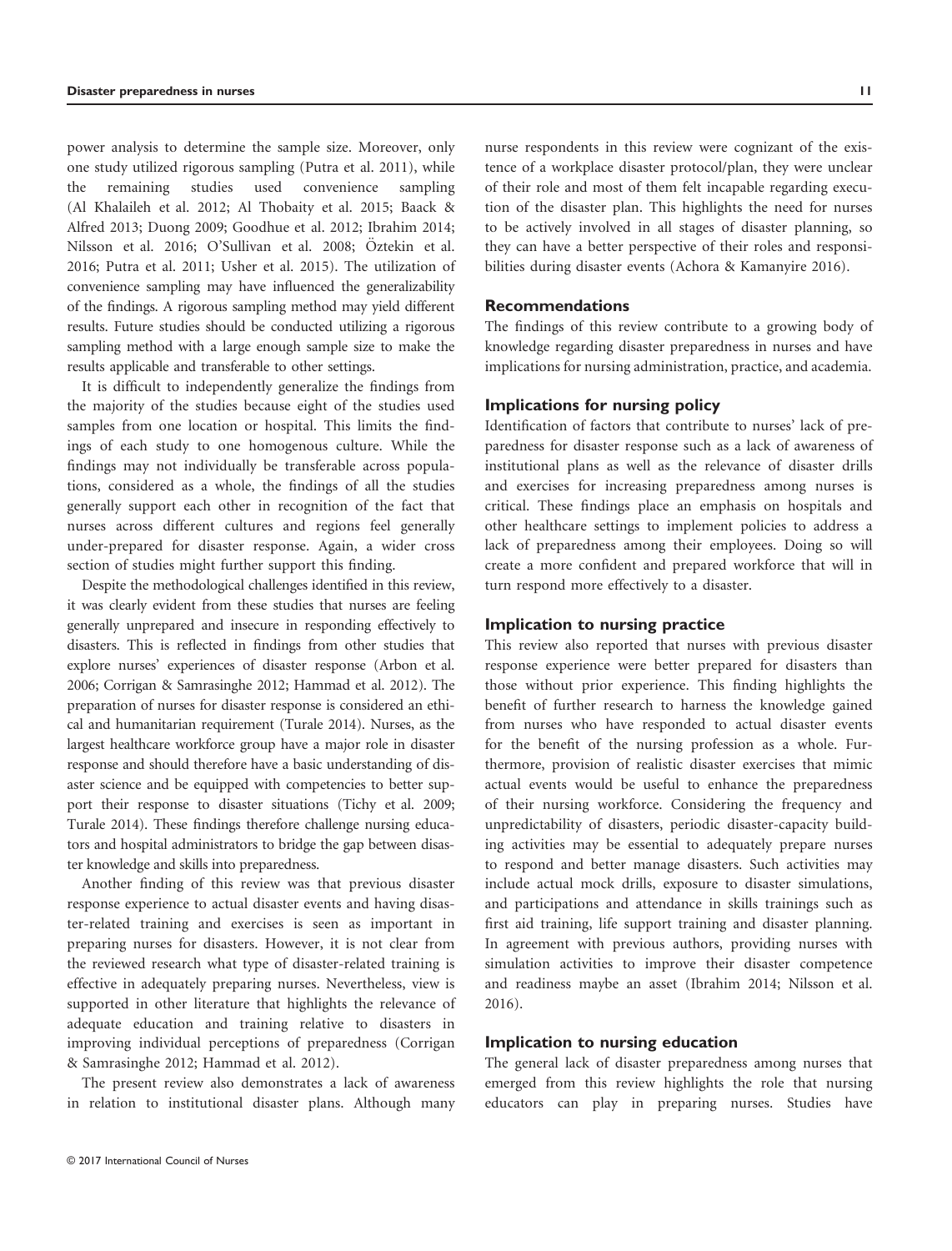power analysis to determine the sample size. Moreover, only one study utilized rigorous sampling (Putra et al. 2011), while the remaining studies used convenience sampling (Al Khalaileh et al. 2012; Al Thobaity et al. 2015; Baack & Alfred 2013; Duong 2009; Goodhue et al. 2012; Ibrahim 2014; Nilsson et al. 2016; O'Sullivan et al. 2008; Öztekin et al. 2016; Putra et al. 2011; Usher et al. 2015). The utilization of convenience sampling may have influenced the generalizability of the findings. A rigorous sampling method may yield different results. Future studies should be conducted utilizing a rigorous sampling method with a large enough sample size to make the results applicable and transferable to other settings.

It is difficult to independently generalize the findings from the majority of the studies because eight of the studies used samples from one location or hospital. This limits the findings of each study to one homogenous culture. While the findings may not individually be transferable across populations, considered as a whole, the findings of all the studies generally support each other in recognition of the fact that nurses across different cultures and regions feel generally under-prepared for disaster response. Again, a wider cross section of studies might further support this finding.

Despite the methodological challenges identified in this review, it was clearly evident from these studies that nurses are feeling generally unprepared and insecure in responding effectively to disasters. This is reflected in findings from other studies that explore nurses' experiences of disaster response (Arbon et al. 2006; Corrigan & Samrasinghe 2012; Hammad et al. 2012). The preparation of nurses for disaster response is considered an ethical and humanitarian requirement (Turale 2014). Nurses, as the largest healthcare workforce group have a major role in disaster response and should therefore have a basic understanding of disaster science and be equipped with competencies to better support their response to disaster situations (Tichy et al. 2009; Turale 2014). These findings therefore challenge nursing educators and hospital administrators to bridge the gap between disaster knowledge and skills into preparedness.

Another finding of this review was that previous disaster response experience to actual disaster events and having disaster-related training and exercises is seen as important in preparing nurses for disasters. However, it is not clear from the reviewed research what type of disaster-related training is effective in adequately preparing nurses. Nevertheless, view is supported in other literature that highlights the relevance of adequate education and training relative to disasters in improving individual perceptions of preparedness (Corrigan & Samrasinghe 2012; Hammad et al. 2012).

The present review also demonstrates a lack of awareness in relation to institutional disaster plans. Although many nurse respondents in this review were cognizant of the existence of a workplace disaster protocol/plan, they were unclear of their role and most of them felt incapable regarding execution of the disaster plan. This highlights the need for nurses to be actively involved in all stages of disaster planning, so they can have a better perspective of their roles and responsibilities during disaster events (Achora & Kamanyire 2016).

## Recommendations

The findings of this review contribute to a growing body of knowledge regarding disaster preparedness in nurses and have implications for nursing administration, practice, and academia.

### Implications for nursing policy

Identification of factors that contribute to nurses' lack of preparedness for disaster response such as a lack of awareness of institutional plans as well as the relevance of disaster drills and exercises for increasing preparedness among nurses is critical. These findings place an emphasis on hospitals and other healthcare settings to implement policies to address a lack of preparedness among their employees. Doing so will create a more confident and prepared workforce that will in turn respond more effectively to a disaster.

### Implication to nursing practice

This review also reported that nurses with previous disaster response experience were better prepared for disasters than those without prior experience. This finding highlights the benefit of further research to harness the knowledge gained from nurses who have responded to actual disaster events for the benefit of the nursing profession as a whole. Furthermore, provision of realistic disaster exercises that mimic actual events would be useful to enhance the preparedness of their nursing workforce. Considering the frequency and unpredictability of disasters, periodic disaster-capacity building activities may be essential to adequately prepare nurses to respond and better manage disasters. Such activities may include actual mock drills, exposure to disaster simulations, and participations and attendance in skills trainings such as first aid training, life support training and disaster planning. In agreement with previous authors, providing nurses with simulation activities to improve their disaster competence and readiness maybe an asset (Ibrahim 2014; Nilsson et al. 2016).

### Implication to nursing education

The general lack of disaster preparedness among nurses that emerged from this review highlights the role that nursing educators can play in preparing nurses. Studies have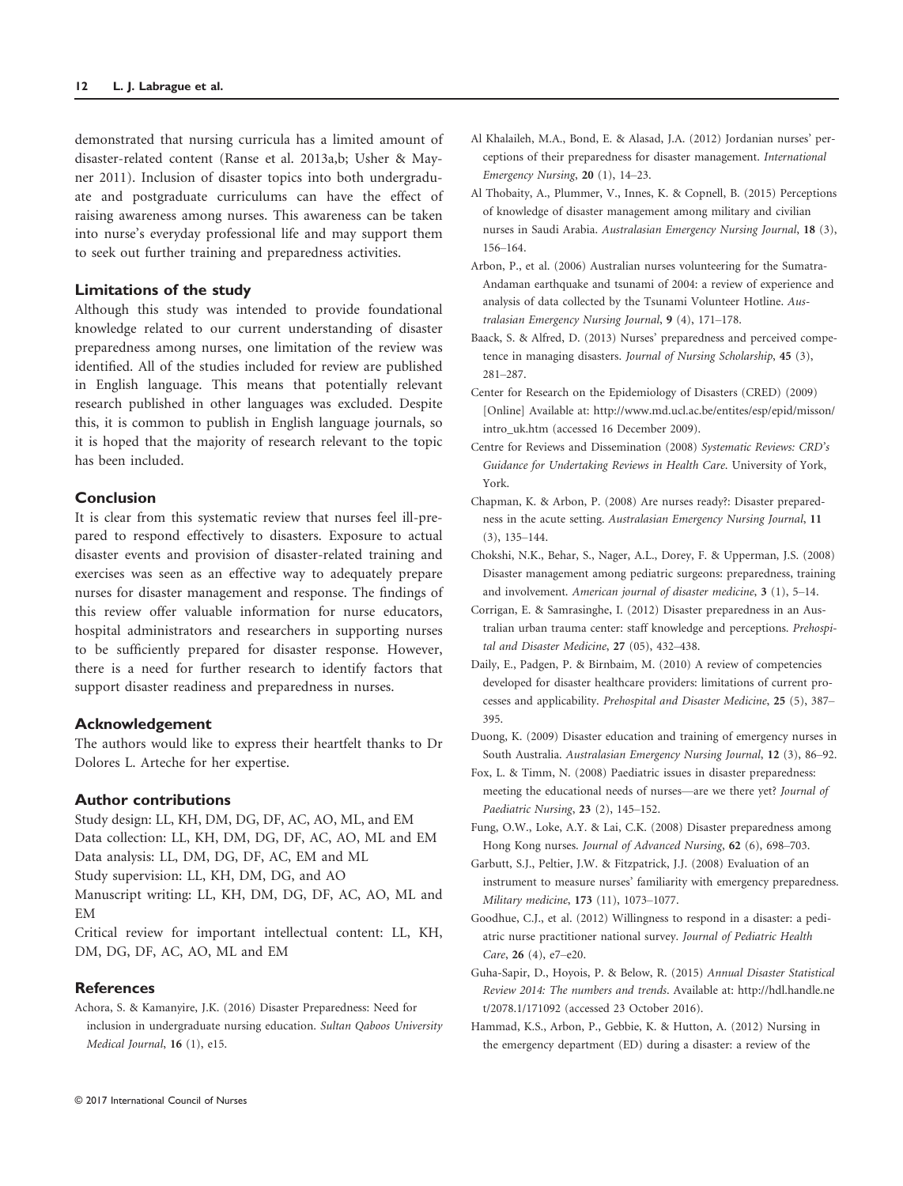demonstrated that nursing curricula has a limited amount of disaster-related content (Ranse et al. 2013a,b; Usher & Mayner 2011). Inclusion of disaster topics into both undergraduate and postgraduate curriculums can have the effect of raising awareness among nurses. This awareness can be taken into nurse's everyday professional life and may support them to seek out further training and preparedness activities.

### Limitations of the study

Although this study was intended to provide foundational knowledge related to our current understanding of disaster preparedness among nurses, one limitation of the review was identified. All of the studies included for review are published in English language. This means that potentially relevant research published in other languages was excluded. Despite this, it is common to publish in English language journals, so it is hoped that the majority of research relevant to the topic has been included.

### Conclusion

It is clear from this systematic review that nurses feel ill-prepared to respond effectively to disasters. Exposure to actual disaster events and provision of disaster-related training and exercises was seen as an effective way to adequately prepare nurses for disaster management and response. The findings of this review offer valuable information for nurse educators, hospital administrators and researchers in supporting nurses to be sufficiently prepared for disaster response. However, there is a need for further research to identify factors that support disaster readiness and preparedness in nurses.

### Acknowledgement

The authors would like to express their heartfelt thanks to Dr Dolores L. Arteche for her expertise.

### Author contributions

Study design: LL, KH, DM, DG, DF, AC, AO, ML, and EM
Data collection: LL, KH, DM, DG, DF, AC, AO, ML and EM
Data analysis: LL, DM, DG, DF, AC, EM and ML
Study supervision: LL, KH, DM, DG, and AO
Manuscript writing: LL, KH, DM, DG, DF, AC, AO, ML and EM
Critical review for important intellectual content: LL, KH, DM, DG, DF, AC, AO, ML and EM

### References

Achora, S. & Kamanyire, J.K. (2016) Disaster Preparedness: Need for inclusion in undergraduate nursing education. *Sultan Qaboos University Medical Journal*, **16** (1), e15.

Al Khalaileh, M.A., Bond, E. & Alasad, J.A. (2012) Jordanian nurses' perceptions of their preparedness for disaster management. *International Emergency Nursing*, **20** (1), 14–23.

Al Thobaity, A., Plummer, V., Innes, K. & Copnell, B. (2015) Perceptions of knowledge of disaster management among military and civilian nurses in Saudi Arabia. *Australasian Emergency Nursing Journal*, **18** (3), 156–164.

Arbon, P., et al. (2006) Australian nurses volunteering for the Sumatra-Andaman earthquake and tsunami of 2004: a review of experience and analysis of data collected by the Tsunami Volunteer Hotline. *Australasian Emergency Nursing Journal*, **9** (4), 171–178.

Baack, S. & Alfred, D. (2013) Nurses' preparedness and perceived competence in managing disasters. *Journal of Nursing Scholarship*, **45** (3), 281–287.

Center for Research on the Epidemiology of Disasters (CRED) (2009) [Online] Available at: http://www.md.ucl.ac.be/entites/esp/epid/misson/intro_uk.htm (accessed 16 December 2009).

Centre for Reviews and Dissemination (2008) *Systematic Reviews: CRD's Guidance for Undertaking Reviews in Health Care*. University of York, York.

Chapman, K. & Arbon, P. (2008) Are nurses ready?: Disaster preparedness in the acute setting. *Australasian Emergency Nursing Journal*, **11** (3), 135–144.

Chokshi, N.K., Behar, S., Nager, A.L., Dorey, F. & Upperman, J.S. (2008) Disaster management among pediatric surgeons: preparedness, training and involvement. *American journal of disaster medicine*, **3** (1), 5–14.

Corrigan, E. & Samrasinghe, I. (2012) Disaster preparedness in an Australian urban trauma center: staff knowledge and perceptions. *Prehospital and Disaster Medicine*, **27** (05), 432–438.

Daily, E., Padgen, P. & Birnbaim, M. (2010) A review of competencies developed for disaster healthcare providers: limitations of current processes and applicability. *Prehospital and Disaster Medicine*, **25** (5), 387–395.

Duong, K. (2009) Disaster education and training of emergency nurses in South Australia. *Australasian Emergency Nursing Journal*, **12** (3), 86–92.

Fox, L. & Timm, N. (2008) Paediatric issues in disaster preparedness: meeting the educational needs of nurses—are we there yet? *Journal of Paediatric Nursing*, **23** (2), 145–152.

Fung, O.W., Loke, A.Y. & Lai, C.K. (2008) Disaster preparedness among Hong Kong nurses. *Journal of Advanced Nursing*, **62** (6), 698–703.

Garbutt, S.J., Peltier, J.W. & Fitzpatrick, J.J. (2008) Evaluation of an instrument to measure nurses' familiarity with emergency preparedness. *Military medicine*, **173** (11), 1073–1077.

Goodhue, C.J., et al. (2012) Willingness to respond in a disaster: a pediatric nurse practitioner national survey. *Journal of Pediatric Health Care*, **26** (4), e7–e20.

Guha-Sapir, D., Hoyois, P. & Below, R. (2015) *Annual Disaster Statistical Review 2014: The numbers and trends*. Available at: http://hdl.handle.net/2078.1/171092 (accessed 23 October 2016).

Hammad, K.S., Arbon, P., Gebbie, K. & Hutton, A. (2012) Nursing in the emergency department (ED) during a disaster: a review of the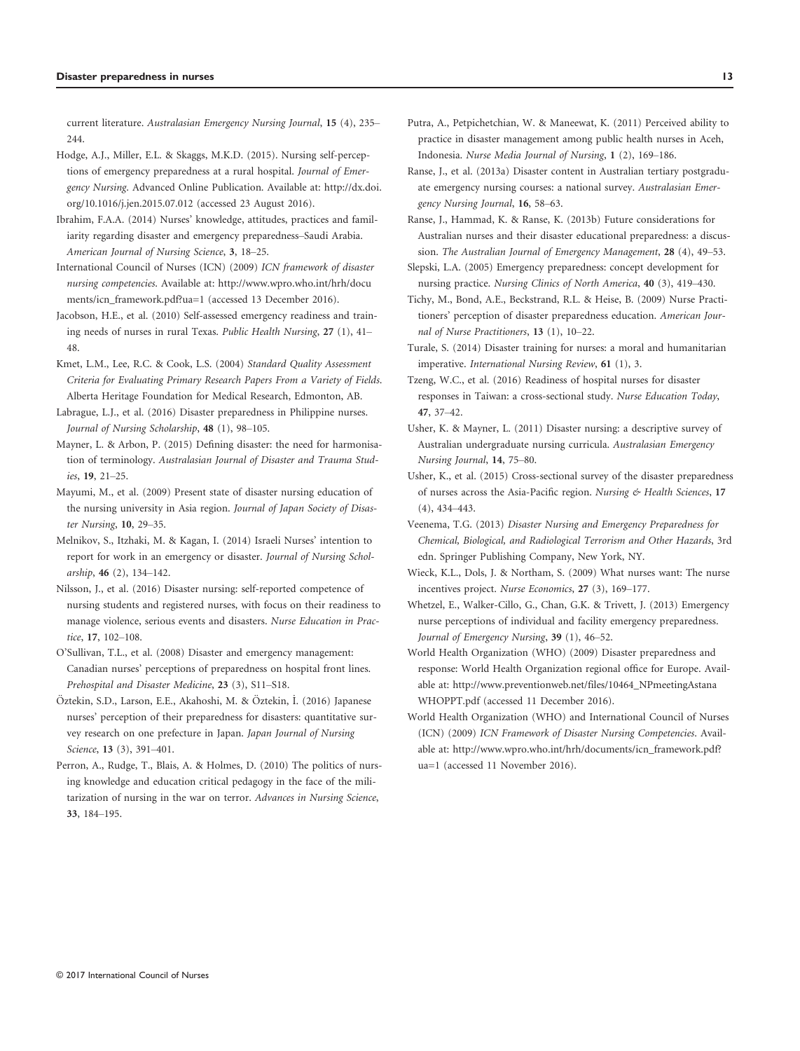current literature. *Australasian Emergency Nursing Journal*, **15** (4), 235–244.

Hodge, A.J., Miller, E.L. & Skaggs, M.K.D. (2015). Nursing self-perceptions of emergency preparedness at a rural hospital. *Journal of Emergency Nursing*. Advanced Online Publication. Available at: http://dx.doi.org/10.1016/j.jen.2015.07.012 (accessed 23 August 2016).

Ibrahim, F.A.A. (2014) Nurses' knowledge, attitudes, practices and familiarity regarding disaster and emergency preparedness–Saudi Arabia. *American Journal of Nursing Science*, **3**, 18–25.

International Council of Nurses (ICN) (2009) *ICN framework of disaster nursing competencies*. Available at: http://www.wpro.who.int/hrh/documents/icn_framework.pdf?ua=1 (accessed 13 December 2016).

Jacobson, H.E., et al. (2010) Self-assessed emergency readiness and training needs of nurses in rural Texas. *Public Health Nursing*, **27** (1), 41–48.

Kmet, L.M., Lee, R.C. & Cook, L.S. (2004) *Standard Quality Assessment Criteria for Evaluating Primary Research Papers From a Variety of Fields*. Alberta Heritage Foundation for Medical Research, Edmonton, AB.

Labrague, L.J., et al. (2016) Disaster preparedness in Philippine nurses. *Journal of Nursing Scholarship*, **48** (1), 98–105.

Mayner, L. & Arbon, P. (2015) Defining disaster: the need for harmonisation of terminology. *Australasian Journal of Disaster and Trauma Studies*, **19**, 21–25.

Mayumi, M., et al. (2009) Present state of disaster nursing education of the nursing university in Asia region. *Journal of Japan Society of Disaster Nursing*, **10**, 29–35.

Melnikov, S., Itzhaki, M. & Kagan, I. (2014) Israeli Nurses' intention to report for work in an emergency or disaster. *Journal of Nursing Scholarship*, **46** (2), 134–142.

Nilsson, J., et al. (2016) Disaster nursing: self-reported competence of nursing students and registered nurses, with focus on their readiness to manage violence, serious events and disasters. *Nurse Education in Practice*, **17**, 102–108.

O'Sullivan, T.L., et al. (2008) Disaster and emergency management: Canadian nurses' perceptions of preparedness on hospital front lines. *Prehospital and Disaster Medicine*, **23** (3), S11–S18.

Öztekin, S.D., Larson, E.E., Akahoshi, M. & Öztekin, İ. (2016) Japanese nurses' perception of their preparedness for disasters: quantitative survey research on one prefecture in Japan. *Japan Journal of Nursing Science*, **13** (3), 391–401.

Perron, A., Rudge, T., Blais, A. & Holmes, D. (2010) The politics of nursing knowledge and education critical pedagogy in the face of the militarization of nursing in the war on terror. *Advances in Nursing Science*, **33**, 184–195.

Putra, A., Petpichetchian, W. & Maneewat, K. (2011) Perceived ability to practice in disaster management among public health nurses in Aceh, Indonesia. *Nurse Media Journal of Nursing*, **1** (2), 169–186.

Ranse, J., et al. (2013a) Disaster content in Australian tertiary postgraduate emergency nursing courses: a national survey. *Australasian Emergency Nursing Journal*, **16**, 58–63.

Ranse, J., Hammad, K. & Ranse, K. (2013b) Future considerations for Australian nurses and their disaster educational preparedness: a discussion. *The Australian Journal of Emergency Management*, **28** (4), 49–53.

Slepski, L.A. (2005) Emergency preparedness: concept development for nursing practice. *Nursing Clinics of North America*, **40** (3), 419–430.

Tichy, M., Bond, A.E., Beckstrand, R.L. & Heise, B. (2009) Nurse Practitioners' perception of disaster preparedness education. *American Journal of Nurse Practitioners*, **13** (1), 10–22.

Turale, S. (2014) Disaster training for nurses: a moral and humanitarian imperative. *International Nursing Review*, **61** (1), 3.

Tzeng, W.C., et al. (2016) Readiness of hospital nurses for disaster responses in Taiwan: a cross-sectional study. *Nurse Education Today*, **47**, 37–42.

Usher, K. & Mayner, L. (2011) Disaster nursing: a descriptive survey of Australian undergraduate nursing curricula. *Australasian Emergency Nursing Journal*, **14**, 75–80.

Usher, K., et al. (2015) Cross-sectional survey of the disaster preparedness of nurses across the Asia-Pacific region. *Nursing & Health Sciences*, **17** (4), 434–443.

Veenema, T.G. (2013) *Disaster Nursing and Emergency Preparedness for Chemical, Biological, and Radiological Terrorism and Other Hazards*, 3rd edn. Springer Publishing Company, New York, NY.

Wieck, K.L., Dols, J. & Northam, S. (2009) What nurses want: The nurse incentives project. *Nurse Economics*, **27** (3), 169–177.

Whetzel, E., Walker-Cillo, G., Chan, G.K. & Trivett, J. (2013) Emergency nurse perceptions of individual and facility emergency preparedness. *Journal of Emergency Nursing*, **39** (1), 46–52.

World Health Organization (WHO) (2009) Disaster preparedness and response: World Health Organization regional office for Europe. Available at: http://www.preventionweb.net/files/10464_NPmeetingAstanaWHOPPT.pdf (accessed 11 December 2016).

World Health Organization (WHO) and International Council of Nurses (ICN) (2009) *ICN Framework of Disaster Nursing Competencies*. Available at: http://www.wpro.who.int/hrh/documents/icn_framework.pdf?ua=1 (accessed 11 November 2016).